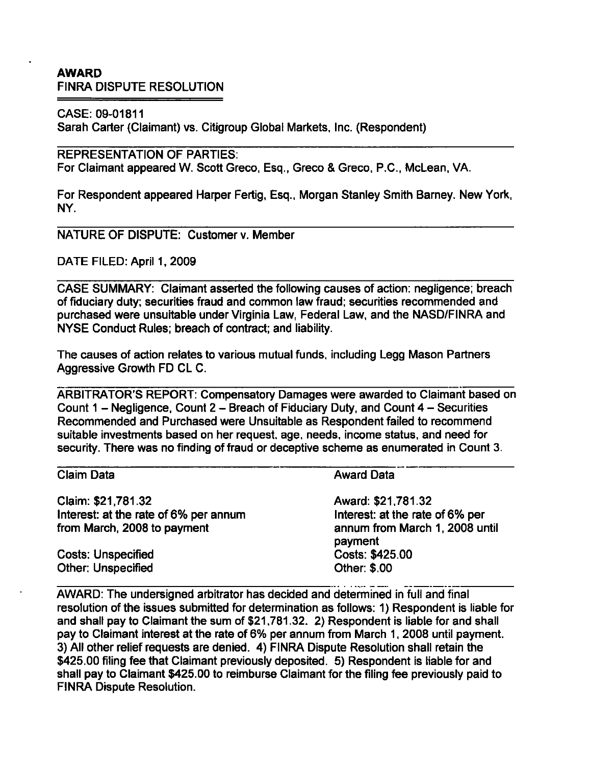# AWARD

## FINRA DISPUTE RESOLUTION

CASE: 09-01811
Sarah Carter (Claimant) vs. Citigroup Global Markets, Inc. (Respondent)

REPRESENTATION OF PARTIES:
For Claimant appeared W. Scott Greco, Esq., Greco & Greco, P.C., McLean, VA.

For Respondent appeared Harper Fertig, Esq., Morgan Stanley Smith Barney. New York, NY.

NATURE OF DISPUTE: Customer v. Member

DATE FILED: April 1, 2009

CASE SUMMARY: Claimant asserted the following causes of action: negligence; breach of fiduciary duty; securities fraud and common law fraud; securities recommended and purchased were unsuitable under Virginia Law, Federal Law, and the NASD/FINRA and NYSE Conduct Rules; breach of contract; and liability.

The causes of action relates to various mutual funds, including Legg Mason Partners Aggressive Growth FD CL C.

ARBITRATOR'S REPORT: Compensatory Damages were awarded to Claimant based on Count 1 – Negligence, Count 2 – Breach of Fiduciary Duty, and Count 4 – Securities Recommended and Purchased were Unsuitable as Respondent failed to recommend suitable investments based on her request, age, needs, income status, and need for security. There was no finding of fraud or deceptive scheme as enumerated in Count 3.

| Claim Data | Award Data |
|---|---|
| Claim: $21,781.32 | Award: $21,781.32 |
| Interest: at the rate of 6% per annum from March, 2008 to payment | Interest: at the rate of 6% per annum from March 1, 2008 until payment |
| Costs: Unspecified | Costs: $425.00 |
| Other: Unspecified | Other: $.00 |

AWARD: The undersigned arbitrator has decided and determined in full and final resolution of the issues submitted for determination as follows: 1) Respondent is liable for and shall pay to Claimant the sum of $21,781.32. 2) Respondent is liable for and shall pay to Claimant interest at the rate of 6% per annum from March 1, 2008 until payment. 3) All other relief requests are denied. 4) FINRA Dispute Resolution shall retain the $425.00 filing fee that Claimant previously deposited. 5) Respondent is liable for and shall pay to Claimant $425.00 to reimburse Claimant for the filing fee previously paid to FINRA Dispute Resolution.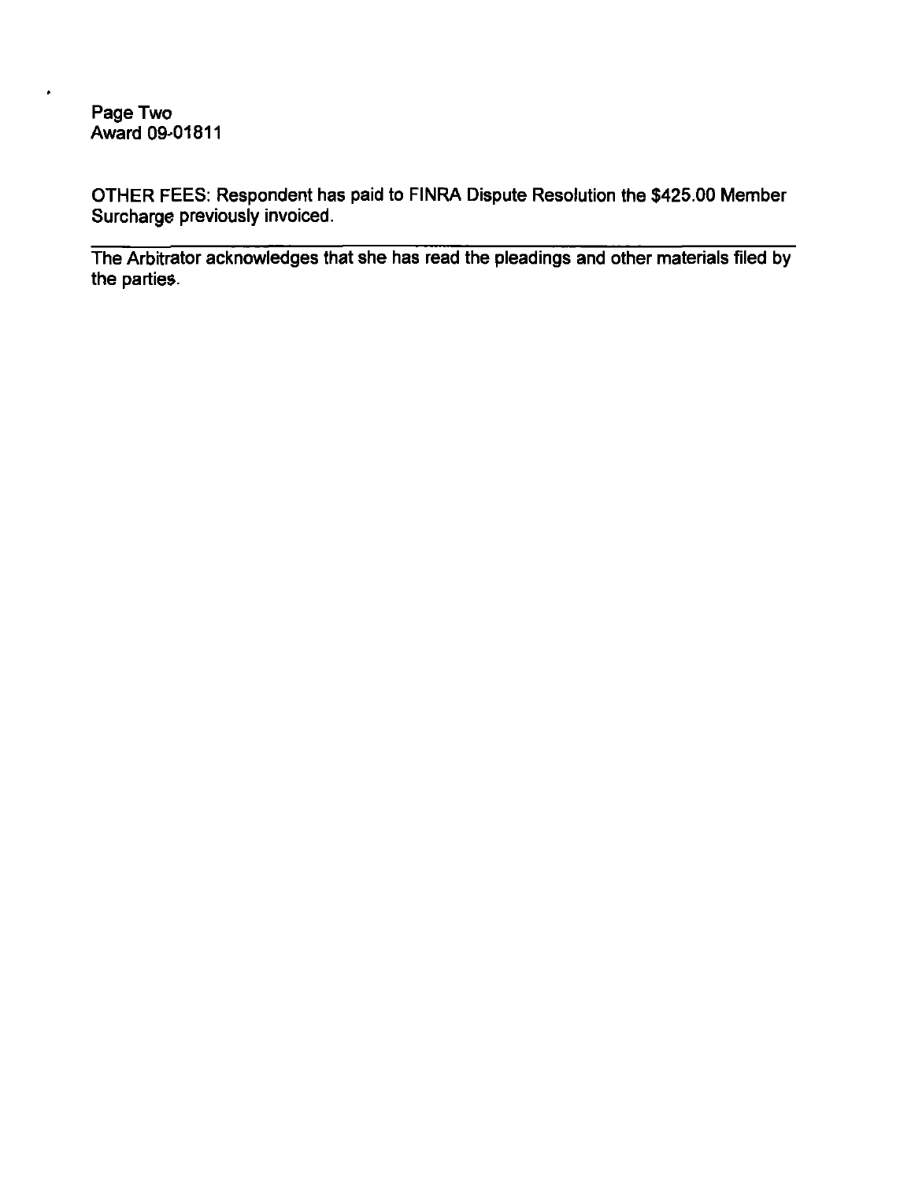OTHER FEES: Respondent has paid to FINRA Dispute Resolution the $425.00 Member Surcharge previously invoiced.

---

The Arbitrator acknowledges that she has read the pleadings and other materials filed by the parties.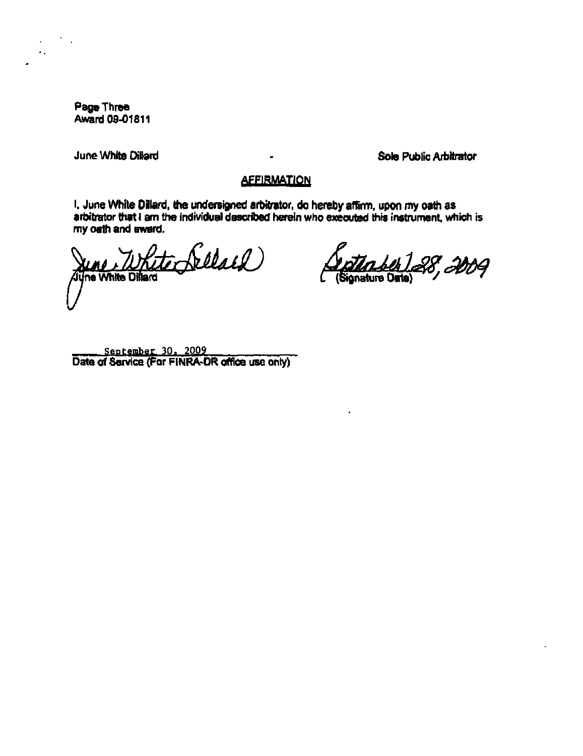Page Three
Award 09-01811

June White Dillard - Sole Public Arbitrator

## AFFIRMATION

I, June White Dillard, the undersigned arbitrator, do hereby affirm, upon my oath as arbitrator that I am the individual described herein who executed this instrument, which is my oath and award.

June White Dillard
June White Dillard

September 28, 2009
(Signature Date)

September 30, 2009
Date of Service (For FINRA-DR office use only)